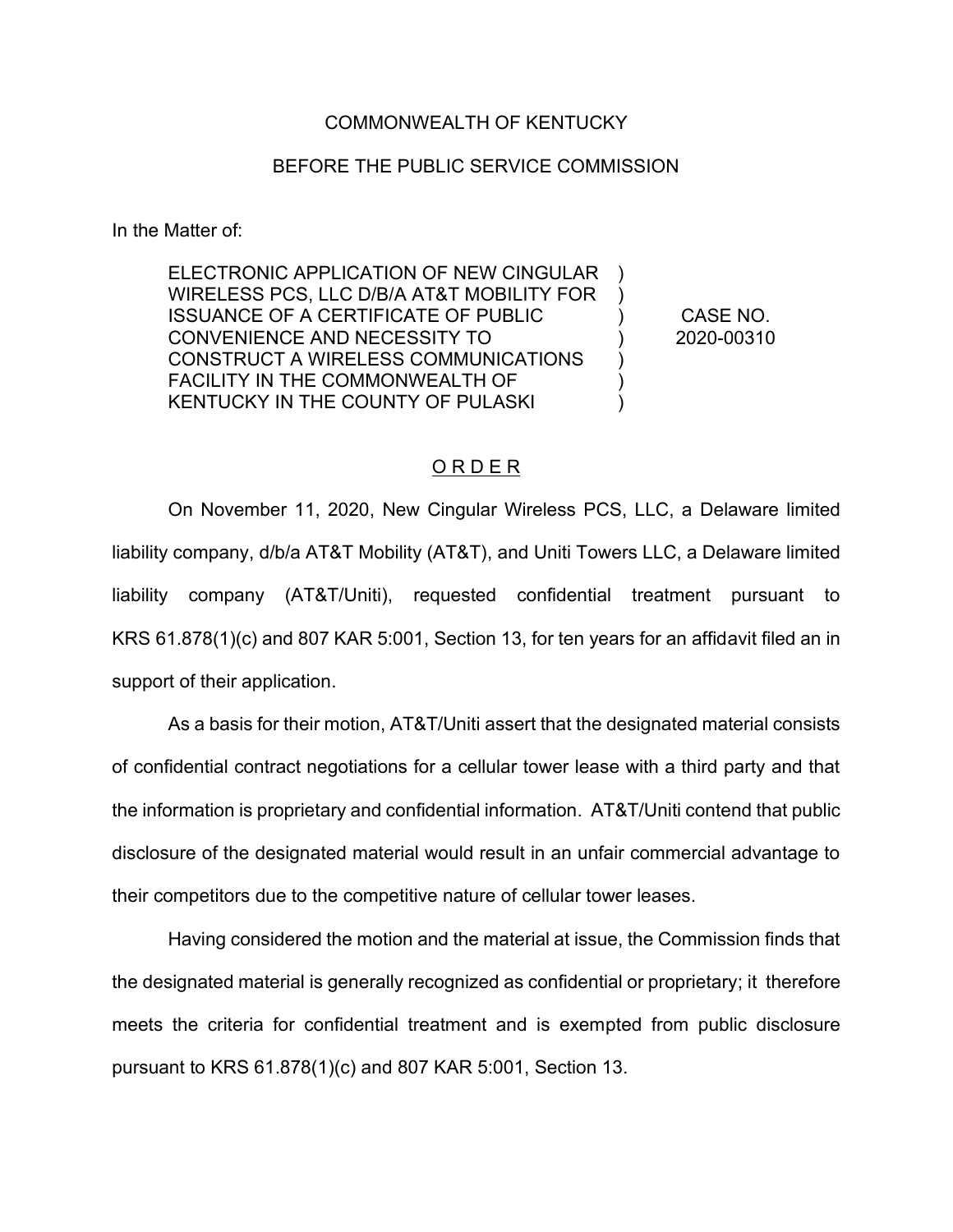COMMONWEALTH OF KENTUCKY

BEFORE THE PUBLIC SERVICE COMMISSION

In the Matter of:

| | | |
|---|---|---|
| ELECTRONIC APPLICATION OF NEW CINGULAR WIRELESS PCS, LLC D/B/A AT&T MOBILITY FOR ISSUANCE OF A CERTIFICATE OF PUBLIC CONVENIENCE AND NECESSITY TO CONSTRUCT A WIRELESS COMMUNICATIONS FACILITY IN THE COMMONWEALTH OF KENTUCKY IN THE COUNTY OF PULASKI | ) ) ) ) ) ) ) | CASE NO. 2020-00310 |

## O R D E R

On November 11, 2020, New Cingular Wireless PCS, LLC, a Delaware limited liability company, d/b/a AT&T Mobility (AT&T), and Uniti Towers LLC, a Delaware limited liability company (AT&T/Uniti), requested confidential treatment pursuant to KRS 61.878(1)(c) and 807 KAR 5:001, Section 13, for ten years for an affidavit filed an in support of their application.

As a basis for their motion, AT&T/Uniti assert that the designated material consists of confidential contract negotiations for a cellular tower lease with a third party and that the information is proprietary and confidential information. AT&T/Uniti contend that public disclosure of the designated material would result in an unfair commercial advantage to their competitors due to the competitive nature of cellular tower leases.

Having considered the motion and the material at issue, the Commission finds that the designated material is generally recognized as confidential or proprietary; it therefore meets the criteria for confidential treatment and is exempted from public disclosure pursuant to KRS 61.878(1)(c) and 807 KAR 5:001, Section 13.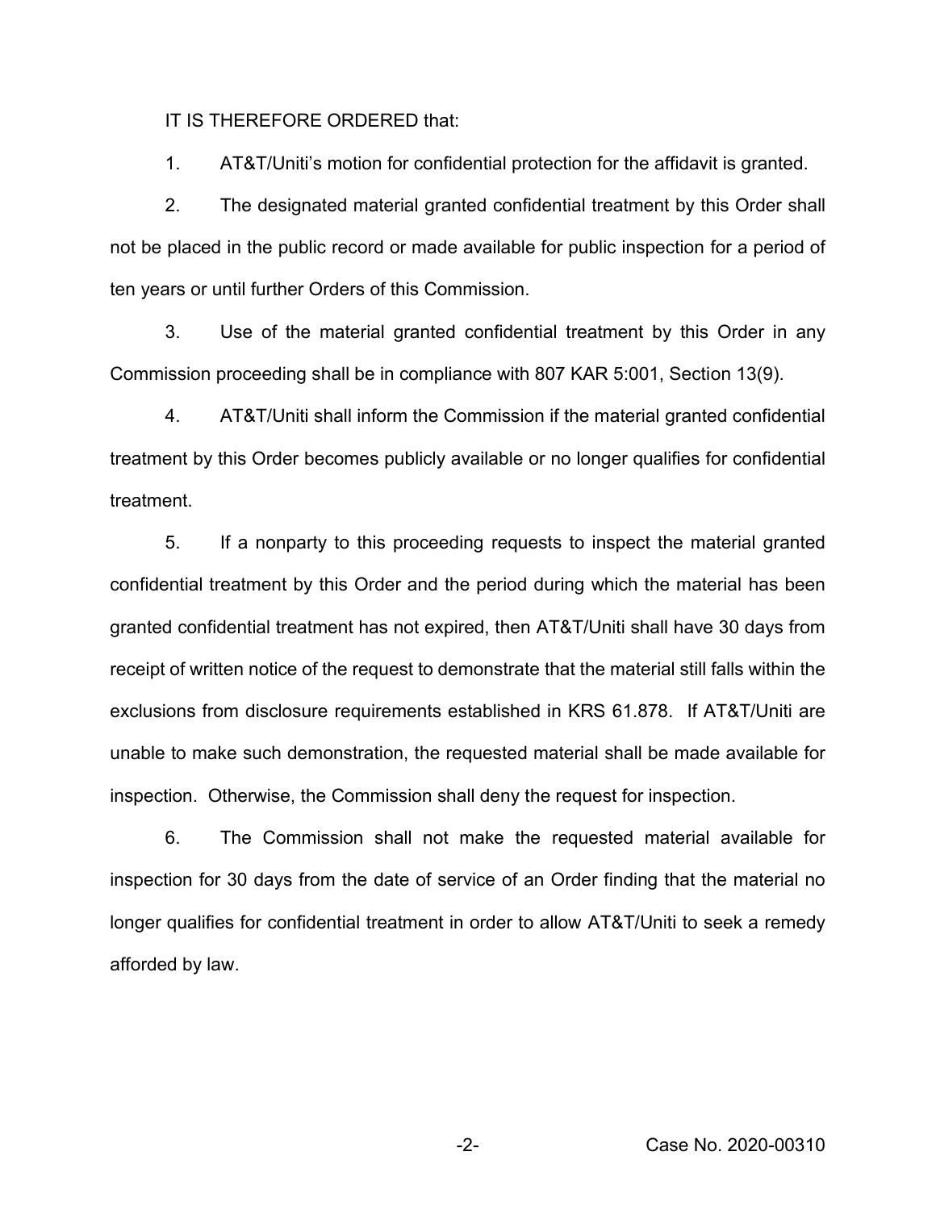IT IS THEREFORE ORDERED that:

1. AT&T/Uniti's motion for confidential protection for the affidavit is granted.

2. The designated material granted confidential treatment by this Order shall not be placed in the public record or made available for public inspection for a period of ten years or until further Orders of this Commission.

3. Use of the material granted confidential treatment by this Order in any Commission proceeding shall be in compliance with 807 KAR 5:001, Section 13(9).

4. AT&T/Uniti shall inform the Commission if the material granted confidential treatment by this Order becomes publicly available or no longer qualifies for confidential treatment.

5. If a nonparty to this proceeding requests to inspect the material granted confidential treatment by this Order and the period during which the material has been granted confidential treatment has not expired, then AT&T/Uniti shall have 30 days from receipt of written notice of the request to demonstrate that the material still falls within the exclusions from disclosure requirements established in KRS 61.878. If AT&T/Uniti are unable to make such demonstration, the requested material shall be made available for inspection. Otherwise, the Commission shall deny the request for inspection.

6. The Commission shall not make the requested material available for inspection for 30 days from the date of service of an Order finding that the material no longer qualifies for confidential treatment in order to allow AT&T/Uniti to seek a remedy afforded by law.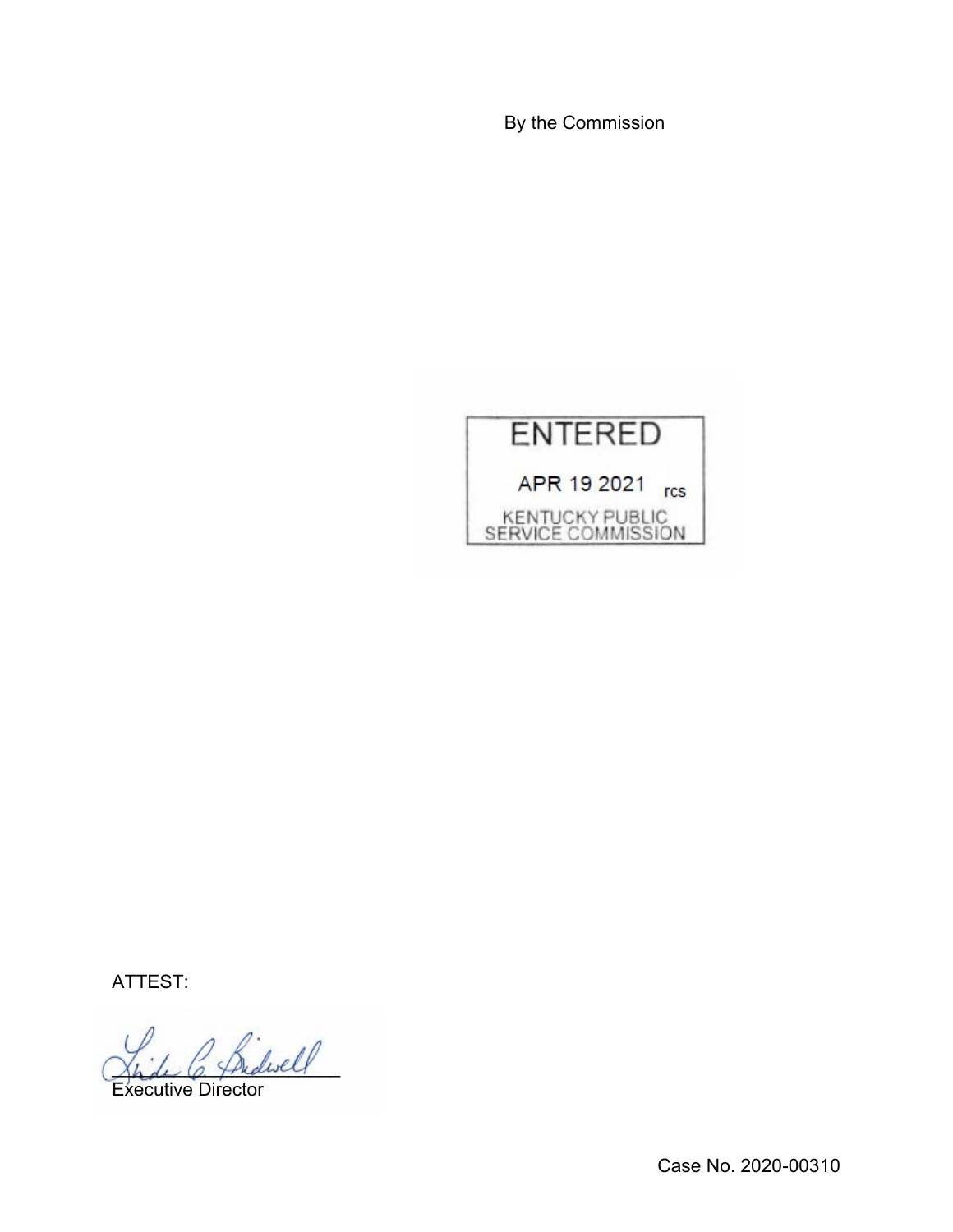By the Commission

ENTERED

APR 19 2021 rcs

KENTUCKY PUBLIC SERVICE COMMISSION

ATTEST:

Executive Director

Case No. 2020-00310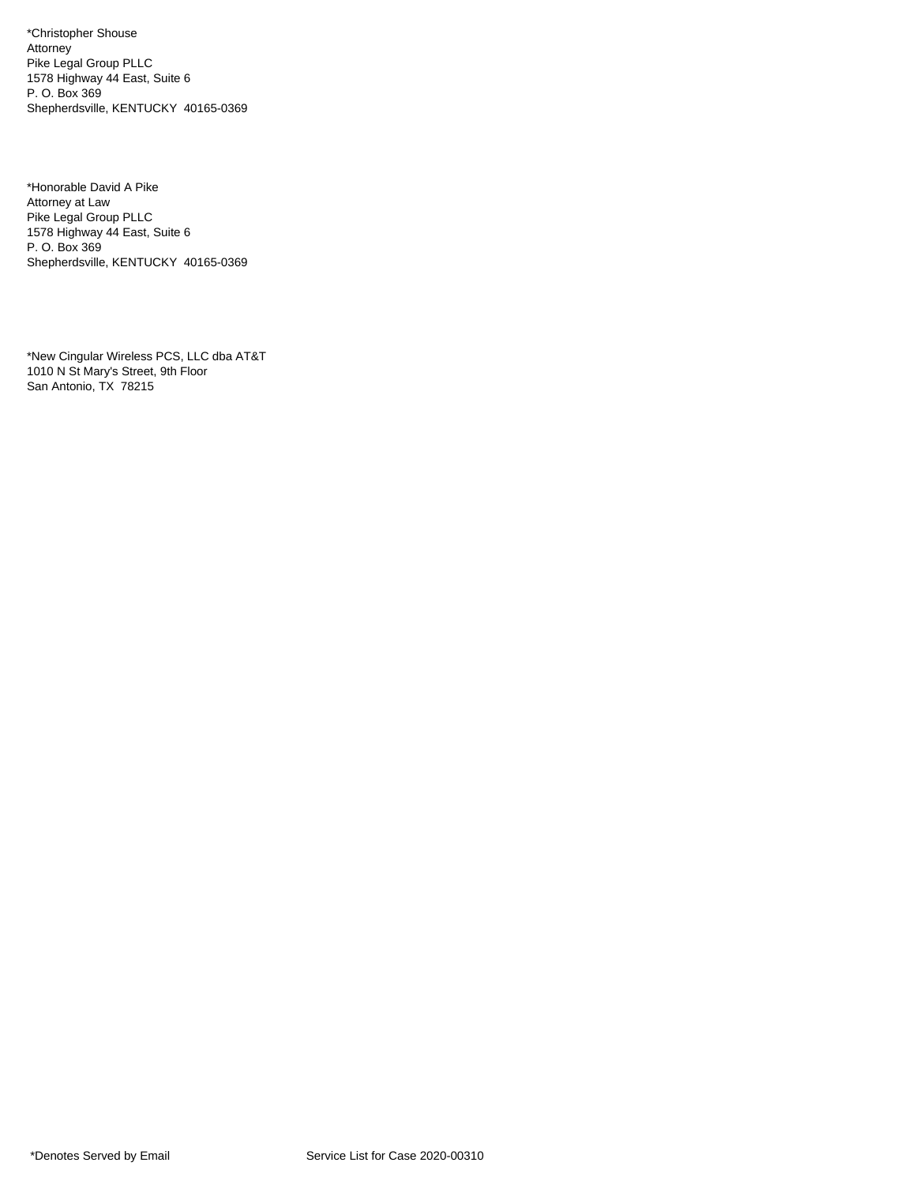*Christopher Shouse
Attorney
Pike Legal Group PLLC
1578 Highway 44 East, Suite 6
P. O. Box 369
Shepherdsville, KENTUCKY  40165-0369

*Honorable David A Pike
Attorney at Law
Pike Legal Group PLLC
1578 Highway 44 East, Suite 6
P. O. Box 369
Shepherdsville, KENTUCKY  40165-0369

*New Cingular Wireless PCS, LLC dba AT&T
1010 N St Mary's Street, 9th Floor
San Antonio, TX  78215

*Denotes Served by Email

Service List for Case 2020-00310